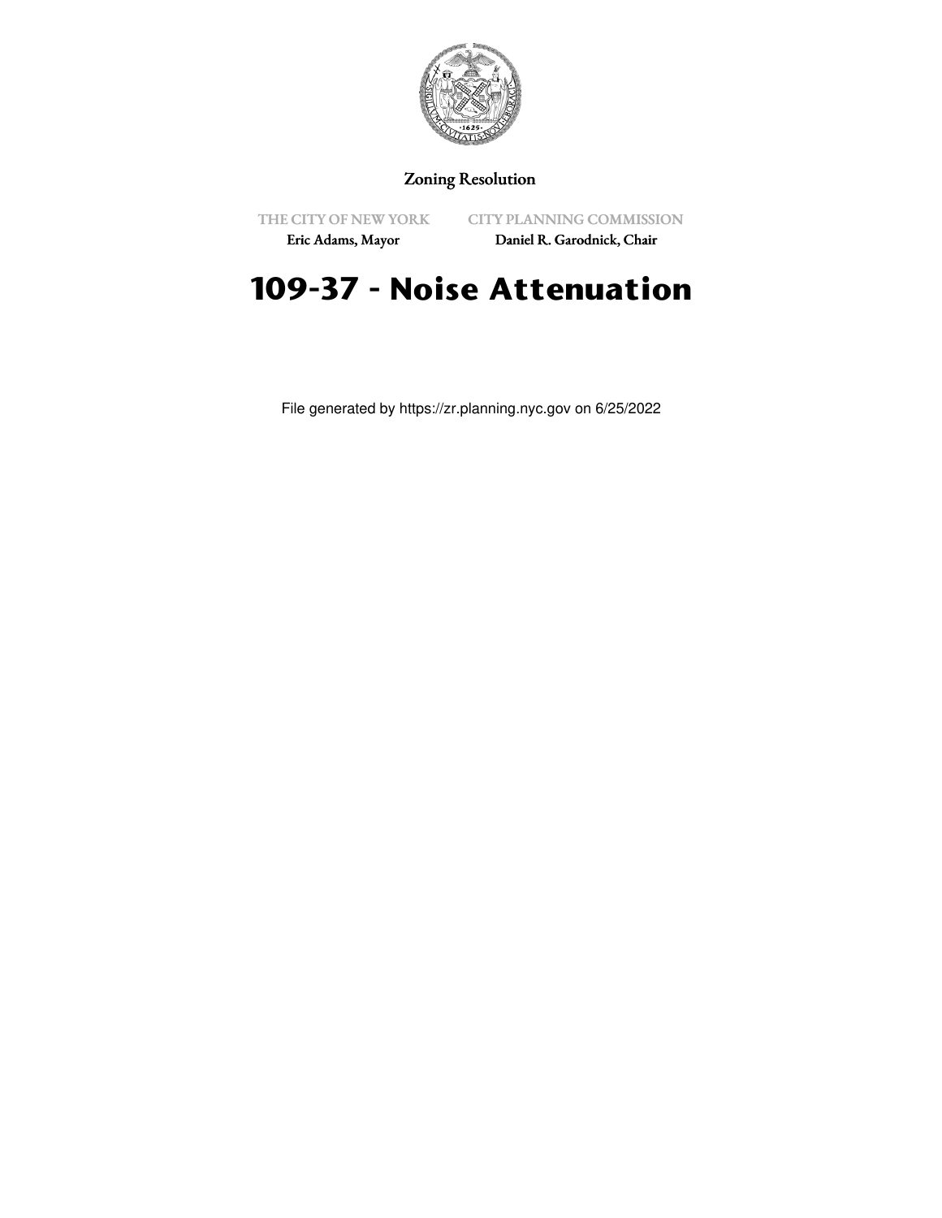Zoning Resolution

THE CITY OF NEW YORK
Eric Adams, Mayor

CITY PLANNING COMMISSION
Daniel R. Garodnick, Chair

# 109-37 - Noise Attenuation

File generated by https://zr.planning.nyc.gov on 6/25/2022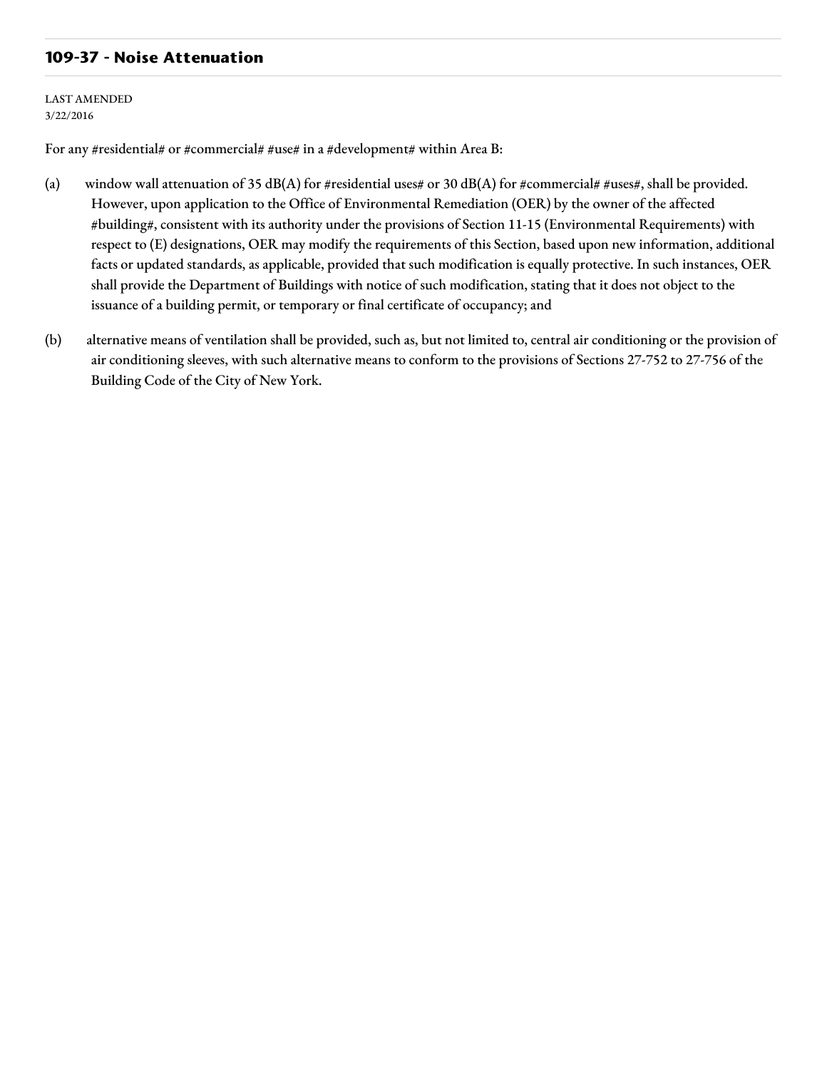## 109-37 - Noise Attenuation

LAST AMENDED
3/22/2016

For any #residential# or #commercial# #use# in a #development# within Area B:

(a) window wall attenuation of 35 dB(A) for #residential uses# or 30 dB(A) for #commercial# #uses#, shall be provided. However, upon application to the Office of Environmental Remediation (OER) by the owner of the affected #building#, consistent with its authority under the provisions of Section 11-15 (Environmental Requirements) with respect to (E) designations, OER may modify the requirements of this Section, based upon new information, additional facts or updated standards, as applicable, provided that such modification is equally protective. In such instances, OER shall provide the Department of Buildings with notice of such modification, stating that it does not object to the issuance of a building permit, or temporary or final certificate of occupancy; and

(b) alternative means of ventilation shall be provided, such as, but not limited to, central air conditioning or the provision of air conditioning sleeves, with such alternative means to conform to the provisions of Sections 27-752 to 27-756 of the Building Code of the City of New York.